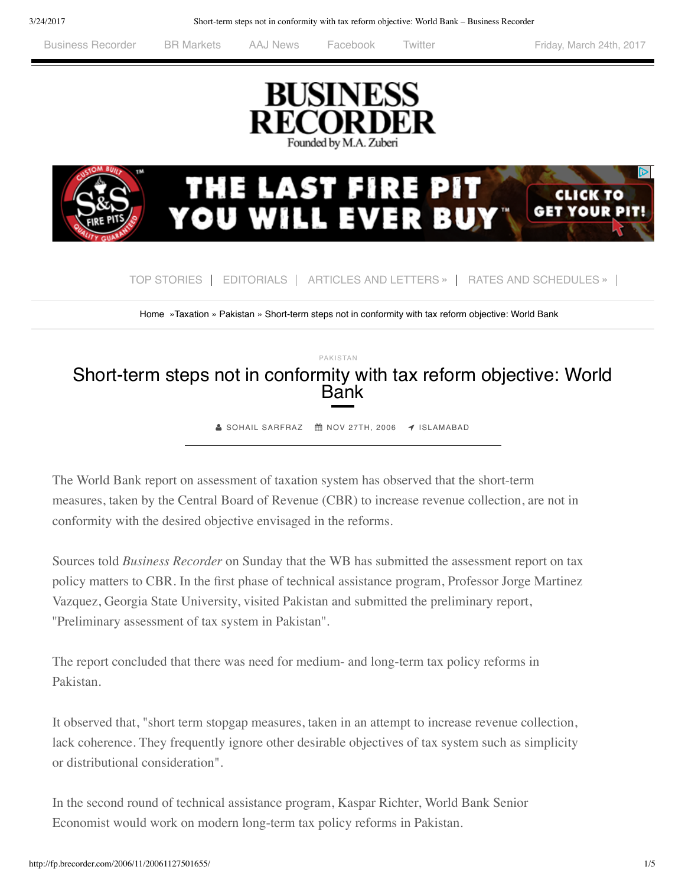Business Recorder | BR Markets | AAJ News | Facebook | Twitter — Friday, March 24th, 2017

# BUSINESS RECORDER

Founded by M.A. Zuberi

TOP STORIES | EDITORIALS | ARTICLES AND LETTERS » | RATES AND SCHEDULES »

Home »Taxation » Pakistan » Short-term steps not in conformity with tax reform objective: World Bank

PAKISTAN

## Short-term steps not in conformity with tax reform objective: World Bank

SOHAIL SARFRAZ  NOV 27TH, 2006  ISLAMABAD

The World Bank report on assessment of taxation system has observed that the short-term measures, taken by the Central Board of Revenue (CBR) to increase revenue collection, are not in conformity with the desired objective envisaged in the reforms.

Sources told *Business Recorder* on Sunday that the WB has submitted the assessment report on tax policy matters to CBR. In the first phase of technical assistance program, Professor Jorge Martinez Vazquez, Georgia State University, visited Pakistan and submitted the preliminary report, "Preliminary assessment of tax system in Pakistan".

The report concluded that there was need for medium- and long-term tax policy reforms in Pakistan.

It observed that, "short term stopgap measures, taken in an attempt to increase revenue collection, lack coherence. They frequently ignore other desirable objectives of tax system such as simplicity or distributional consideration".

In the second round of technical assistance program, Kaspar Richter, World Bank Senior Economist would work on modern long-term tax policy reforms in Pakistan.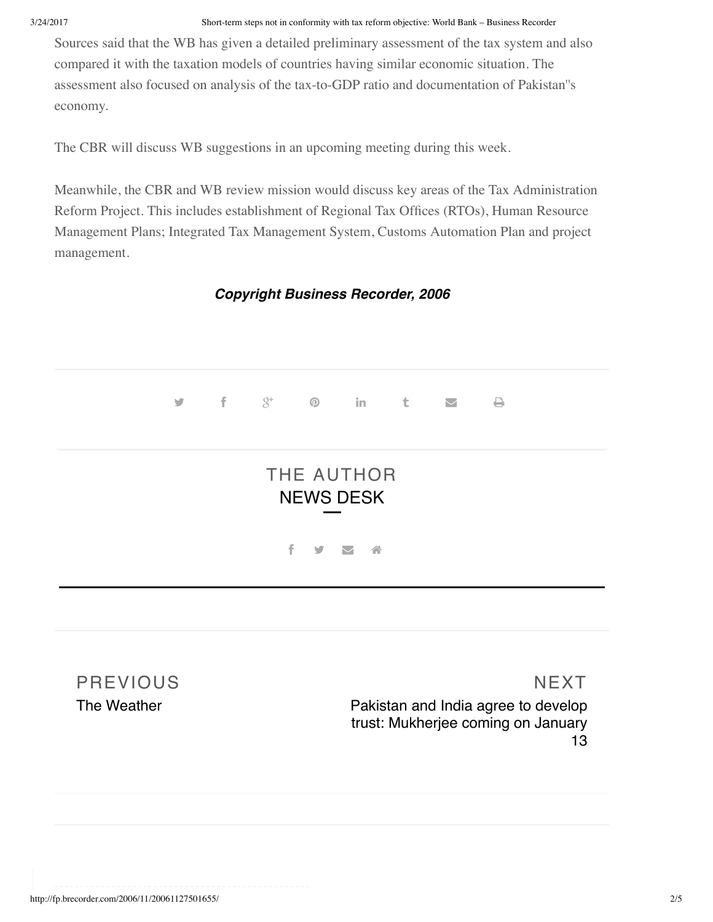Sources said that the WB has given a detailed preliminary assessment of the tax system and also compared it with the taxation models of countries having similar economic situation. The assessment also focused on analysis of the tax-to-GDP ratio and documentation of Pakistan''s economy.

The CBR will discuss WB suggestions in an upcoming meeting during this week.

Meanwhile, the CBR and WB review mission would discuss key areas of the Tax Administration Reform Project. This includes establishment of Regional Tax Offices (RTOs), Human Resource Management Plans; Integrated Tax Management System, Customs Automation Plan and project management.

***Copyright Business Recorder, 2006***

THE AUTHOR
NEWS DESK

PREVIOUS
The Weather

NEXT
Pakistan and India agree to develop trust: Mukherjee coming on January 13